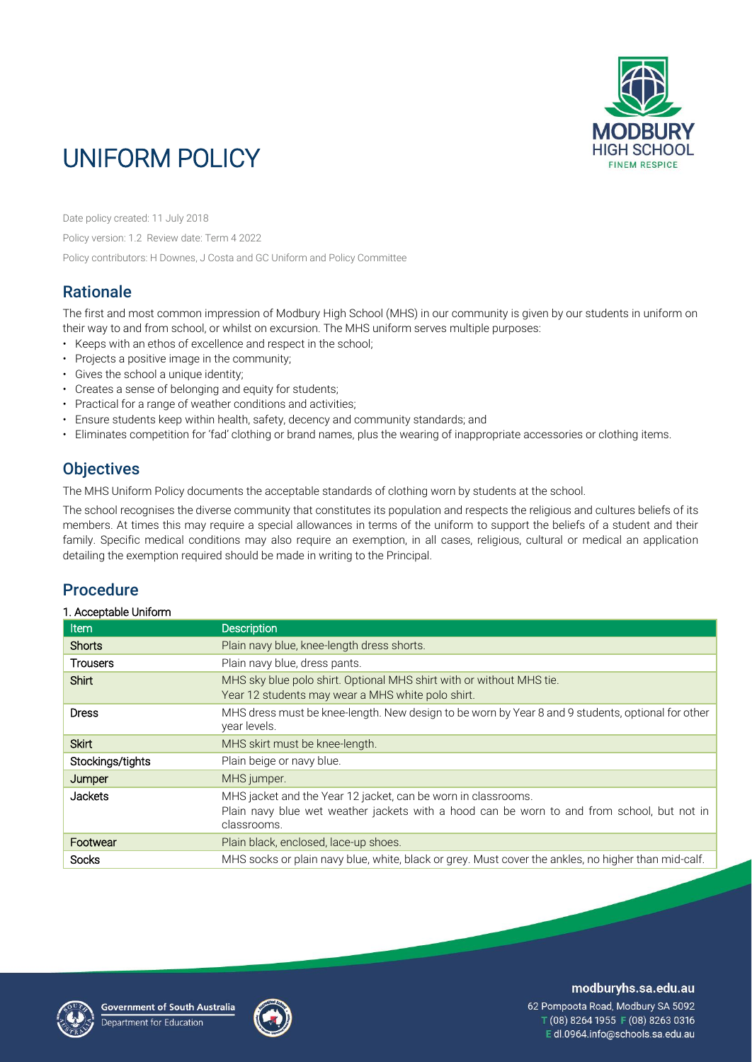# UNIFORM POLICY

Date policy created: 11 July 2018

Policy version: 1.2 Review date: Term 4 2022

Policy contributors: H Downes, J Costa and GC Uniform and Policy Committee

## Rationale

The first and most common impression of Modbury High School (MHS) in our community is given by our students in uniform on their way to and from school, or whilst on excursion. The MHS uniform serves multiple purposes:

- Keeps with an ethos of excellence and respect in the school;
- Projects a positive image in the community;
- Gives the school a unique identity;
- Creates a sense of belonging and equity for students;
- Practical for a range of weather conditions and activities;
- Ensure students keep within health, safety, decency and community standards; and
- Eliminates competition for 'fad' clothing or brand names, plus the wearing of inappropriate accessories or clothing items.

## Objectives

The MHS Uniform Policy documents the acceptable standards of clothing worn by students at the school.

The school recognises the diverse community that constitutes its population and respects the religious and cultures beliefs of its members. At times this may require a special allowances in terms of the uniform to support the beliefs of a student and their family. Specific medical conditions may also require an exemption, in all cases, religious, cultural or medical an application detailing the exemption required should be made in writing to the Principal.

## Procedure

#### 1. Acceptable Uniform

| Item | Description |
| --- | --- |
| Shorts | Plain navy blue, knee-length dress shorts. |
| Trousers | Plain navy blue, dress pants. |
| Shirt | MHS sky blue polo shirt. Optional MHS shirt with or without MHS tie.<br>Year 12 students may wear a MHS white polo shirt. |
| Dress | MHS dress must be knee-length. New design to be worn by Year 8 and 9 students, optional for other year levels. |
| Skirt | MHS skirt must be knee-length. |
| Stockings/tights | Plain beige or navy blue. |
| Jumper | MHS jumper. |
| Jackets | MHS jacket and the Year 12 jacket, can be worn in classrooms.<br>Plain navy blue wet weather jackets with a hood can be worn to and from school, but not in classrooms. |
| Footwear | Plain black, enclosed, lace-up shoes. |
| Socks | MHS socks or plain navy blue, white, black or grey. Must cover the ankles, no higher than mid-calf. |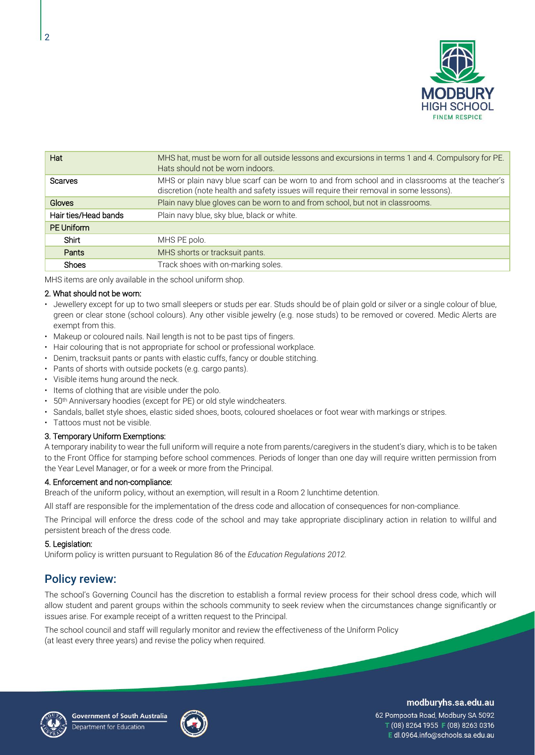| | |
|---|---|
| Hat | MHS hat, must be worn for all outside lessons and excursions in terms 1 and 4. Compulsory for PE. Hats should not be worn indoors. |
| Scarves | MHS or plain navy blue scarf can be worn to and from school and in classrooms at the teacher's discretion (note health and safety issues will require their removal in some lessons). |
| Gloves | Plain navy blue gloves can be worn to and from school, but not in classrooms. |
| Hair ties/Head bands | Plain navy blue, sky blue, black or white. |
| PE Uniform | |
| Shirt | MHS PE polo. |
| Pants | MHS shorts or tracksuit pants. |
| Shoes | Track shoes with on-marking soles. |

MHS items are only available in the school uniform shop.

### 2. What should not be worn:

- Jewellery except for up to two small sleepers or studs per ear. Studs should be of plain gold or silver or a single colour of blue, green or clear stone (school colours). Any other visible jewelry (e.g. nose studs) to be removed or covered. Medic Alerts are exempt from this.
- Makeup or coloured nails. Nail length is not to be past tips of fingers.
- Hair colouring that is not appropriate for school or professional workplace.
- Denim, tracksuit pants or pants with elastic cuffs, fancy or double stitching.
- Pants of shorts with outside pockets (e.g. cargo pants).
- Visible items hung around the neck.
- Items of clothing that are visible under the polo.
- 50th Anniversary hoodies (except for PE) or old style windcheaters.
- Sandals, ballet style shoes, elastic sided shoes, boots, coloured shoelaces or foot wear with markings or stripes.
- Tattoos must not be visible.

### 3. Temporary Uniform Exemptions:

A temporary inability to wear the full uniform will require a note from parents/caregivers in the student's diary, which is to be taken to the Front Office for stamping before school commences. Periods of longer than one day will require written permission from the Year Level Manager, or for a week or more from the Principal.

### 4. Enforcement and non-compliance:

Breach of the uniform policy, without an exemption, will result in a Room 2 lunchtime detention.

All staff are responsible for the implementation of the dress code and allocation of consequences for non-compliance.

The Principal will enforce the dress code of the school and may take appropriate disciplinary action in relation to willful and persistent breach of the dress code.

### 5. Legislation:

Uniform policy is written pursuant to Regulation 86 of the *Education Regulations 2012.*

## Policy review:

The school's Governing Council has the discretion to establish a formal review process for their school dress code, which will allow student and parent groups within the schools community to seek review when the circumstances change significantly or issues arise. For example receipt of a written request to the Principal.

The school council and staff will regularly monitor and review the effectiveness of the Uniform Policy (at least every three years) and revise the policy when required.

Government of South Australia
Department for Education

modburyhs.sa.edu.au
62 Pompoota Road, Modbury SA 5092
T (08) 8264 1955 F (08) 8263 0316
E dl.0964.info@schools.sa.edu.au